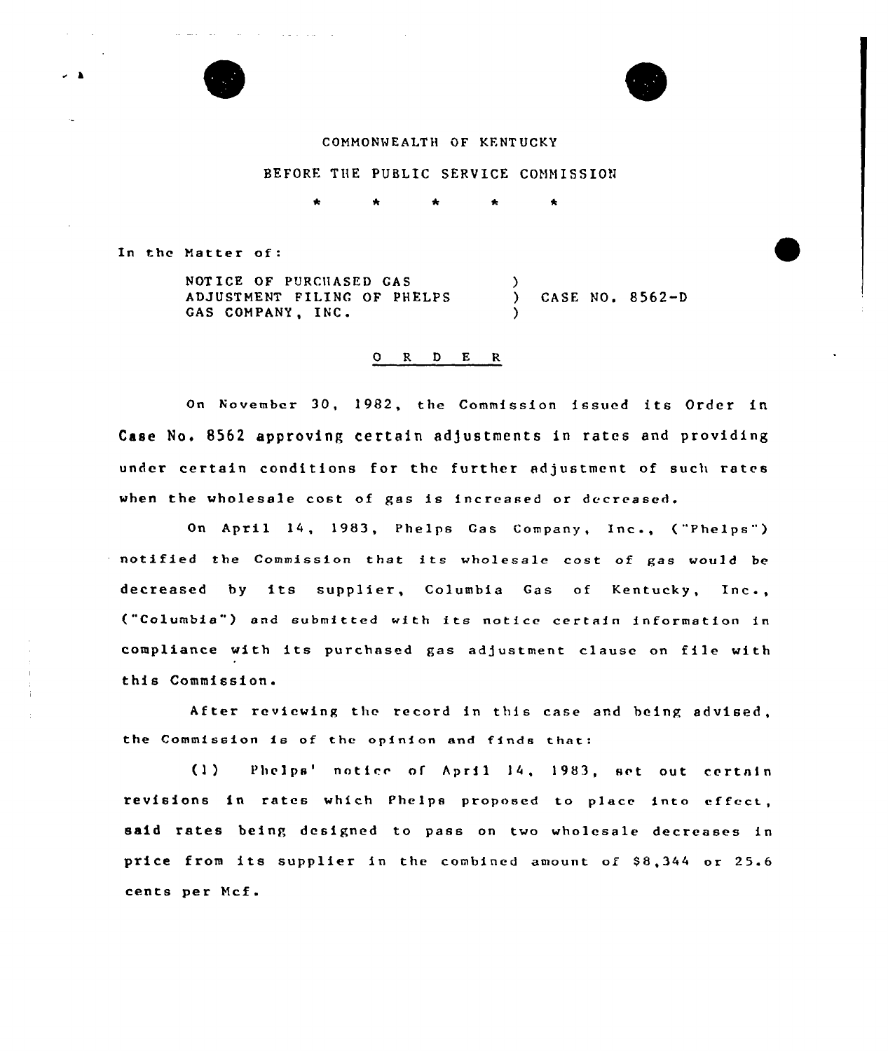COMMONWEALTH OF KENTUCKY

BEFORE THE PUBLIC SERVICE COMMISSION

\* \* \* \* \*

In the Matter of:

NOTICE OF PURCHASED GAS ADJUSTMENT FILING OF PHELPS GAS COMPANY, INC. ) CASE NO. 8562-D

O R D E R

On November 30, 1982, the Commission issued its Order in Case No. 8562 approving certain adjustments in rates and providing under certain conditions for the further adjustment of such rates when the wholesale cost of gas is increased or decreased.

On April 14, 1983, Phelps Gas Company, Inc., ("Phelps") notified the Commission that its wholesale cost of gas would be decreased by its supplier, Columbia Gas of Kentucky, Inc., ("Columbia") and submitted with its notice certain information in compliance with its purchased gas adjustment clause on file with this Commission.

After reviewing the record in this case and being advised, the Commission is of the opinion and finds that:

(1) Phelps' notice of April 14, 1983, set out certain revisions in rates which Phelps proposed to place into effect, said rates being designed to pass on two wholesale decreases in price from its supplier in the combined amount of $8,344 or 25.6 cents per Mcf.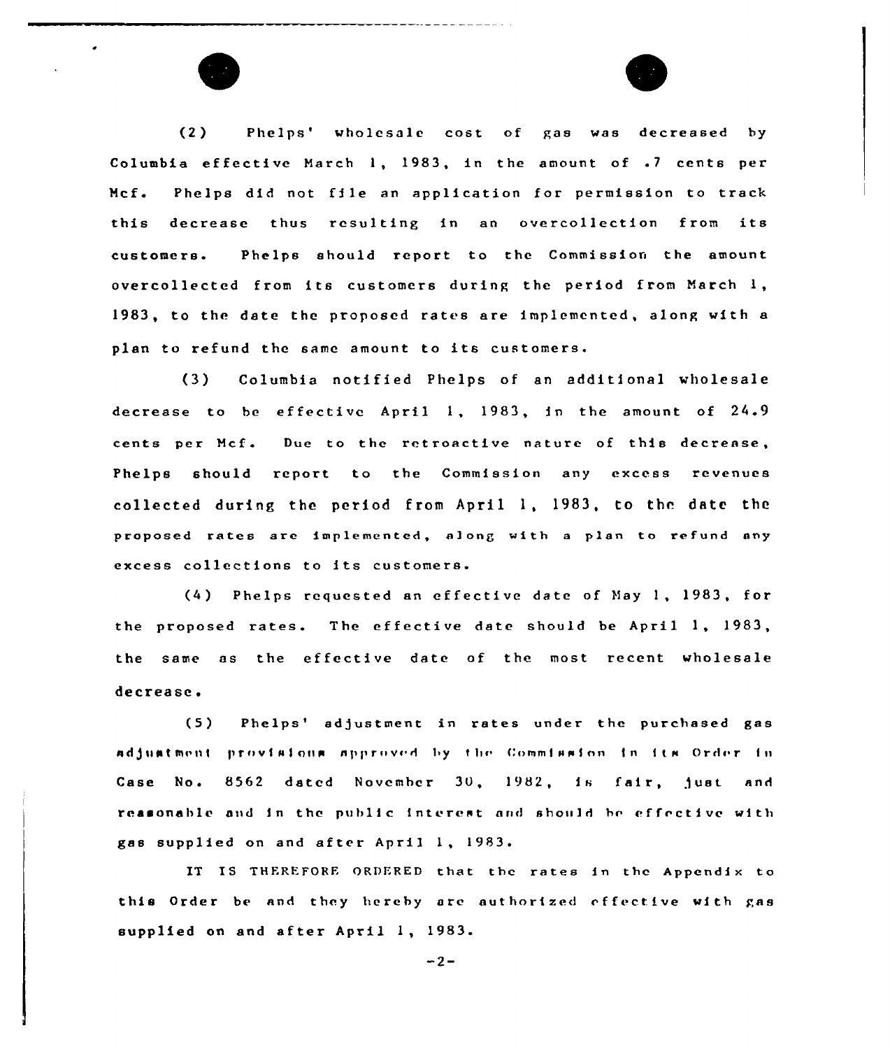(2) Phelps' wholesale cost of gas was decreased by Columbia effective March 1, 1983, in the amount of .7 cents per Mcf. Phelps did not file an application for permission to track this decrease thus resulting in an overcollection from its customers. Phelps should report to the Commission the amount overcollected from its customers during the period from March 1, 1983, to the date the proposed rates are implemented, along with a plan to refund the same amount to its customers.

(3) Columbia notified Phelps of an additional wholesale decrease to be effective April 1, 1983, in the amount of 24.9 cents per Mcf. Due to the retroactive nature of this decrease, Phelps should report to the Commission any excess revenues collected during the period from April 1, 1983, to the date the proposed rates are implemented, along with a plan to refund any excess collections to its customers.

(4) Phelps requested an effective date of May 1, 1983, for the proposed rates. The effective date should be April 1, 1983, the same as the effective date of the most recent wholesale decrease.

(5) Phelps' adjustment in rates under the purchased gas adjustment provisions approved by the Commission in its Order in Case No. 8562 dated November 30, 1982, is fair, just and reasonable and in the public interest and should be effective with gas supplied on and after April 1, 1983.

IT IS THEREFORE ORDERED that the rates in the Appendix to this Order be and they hereby are authorized effective with gas supplied on and after April 1, 1983.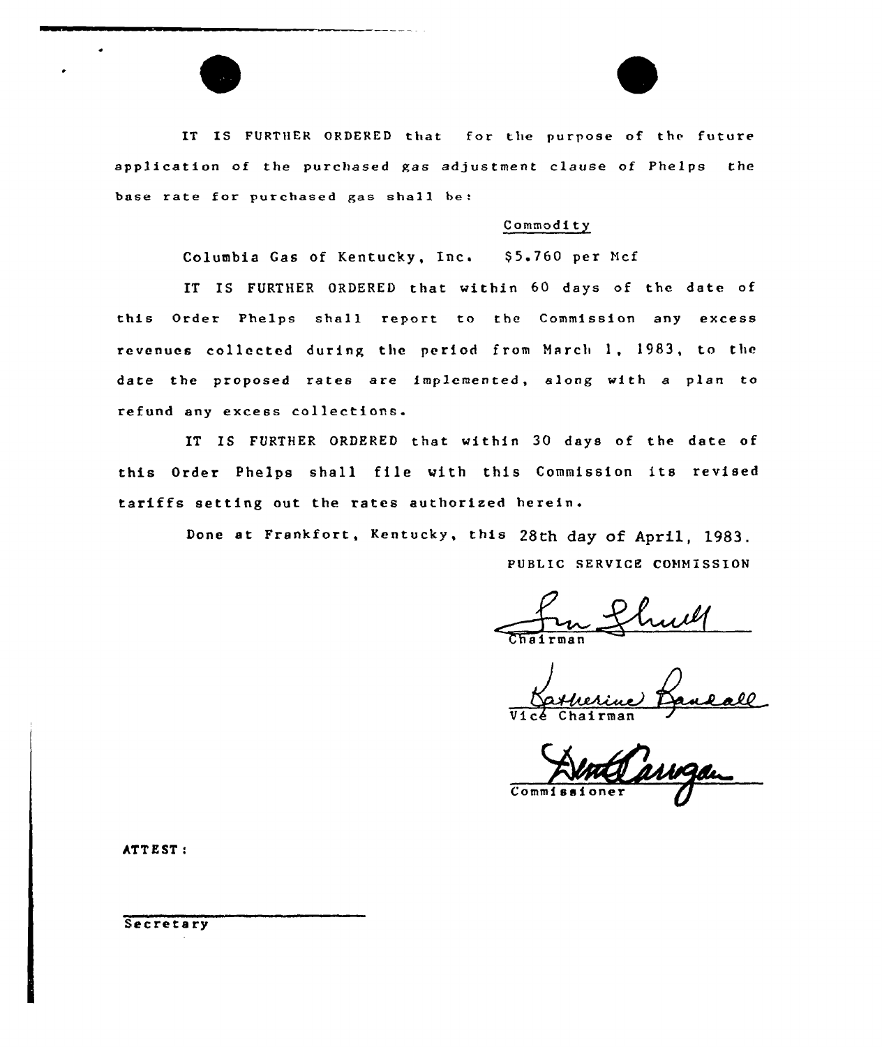IT IS FURTHER ORDERED that for the purpose of the future application of the purchased gas adjustment clause of Phelps the base rate for purchased gas shall be:

| | Commodity |
|---|---|
| Columbia Gas of Kentucky, Inc. | $5.760 per Mcf |

IT IS FURTHER ORDERED that within 60 days of the date of this Order Phelps shall report to the Commission any excess revenues collected during the period from March 1, 1983, to the date the proposed rates are implemented, along with a plan to refund any excess collections.

IT IS FURTHER ORDERED that within 30 days of the date of this Order Phelps shall file with this Commission its revised tariffs setting out the rates authorized herein.

Done at Frankfort, Kentucky, this 28th day of April, 1983.

PUBLIC SERVICE COMMISSION

Chairman

Vice Chairman

Commissioner

ATTEST:

Secretary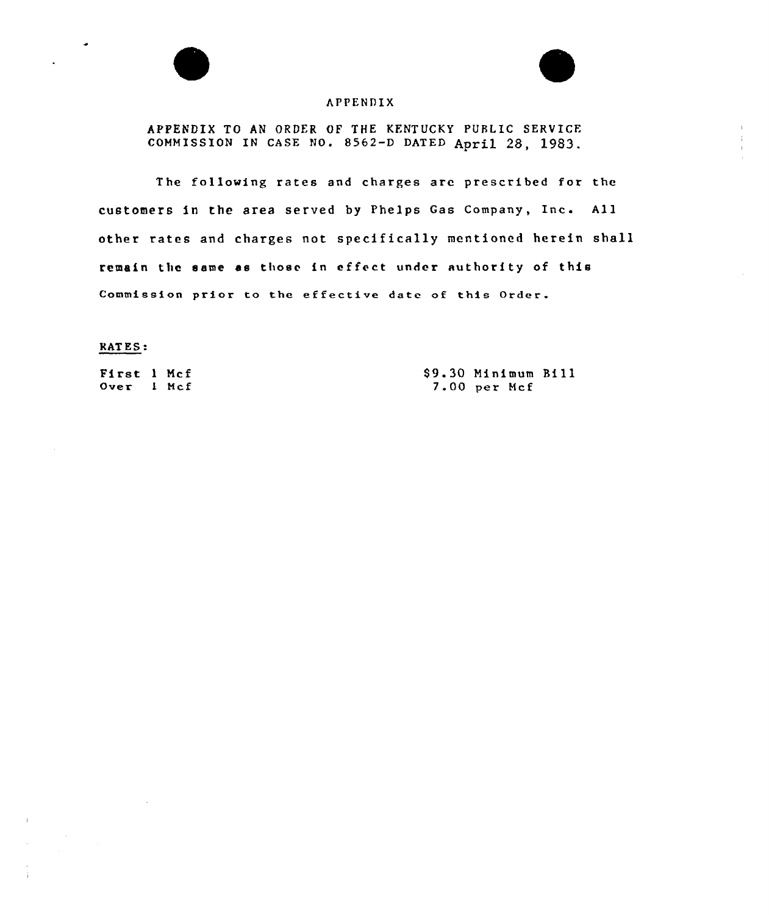# APPENDIX

APPENDIX TO AN ORDER OF THE KENTUCKY PUBLIC SERVICE COMMISSION IN CASE NO. 8562-D DATED April 28, 1983.

The following rates and charges are prescribed for the customers in the area served by Phelps Gas Company, Inc. All other rates and charges not specifically mentioned herein shall remain the same as those in effect under authority of this Commission prior to the effective date of this Order.

RATES:

| | |
|---|---|
| First 1 Mcf | $9.30 Minimum Bill |
| Over 1 Mcf | 7.00 per Mcf |